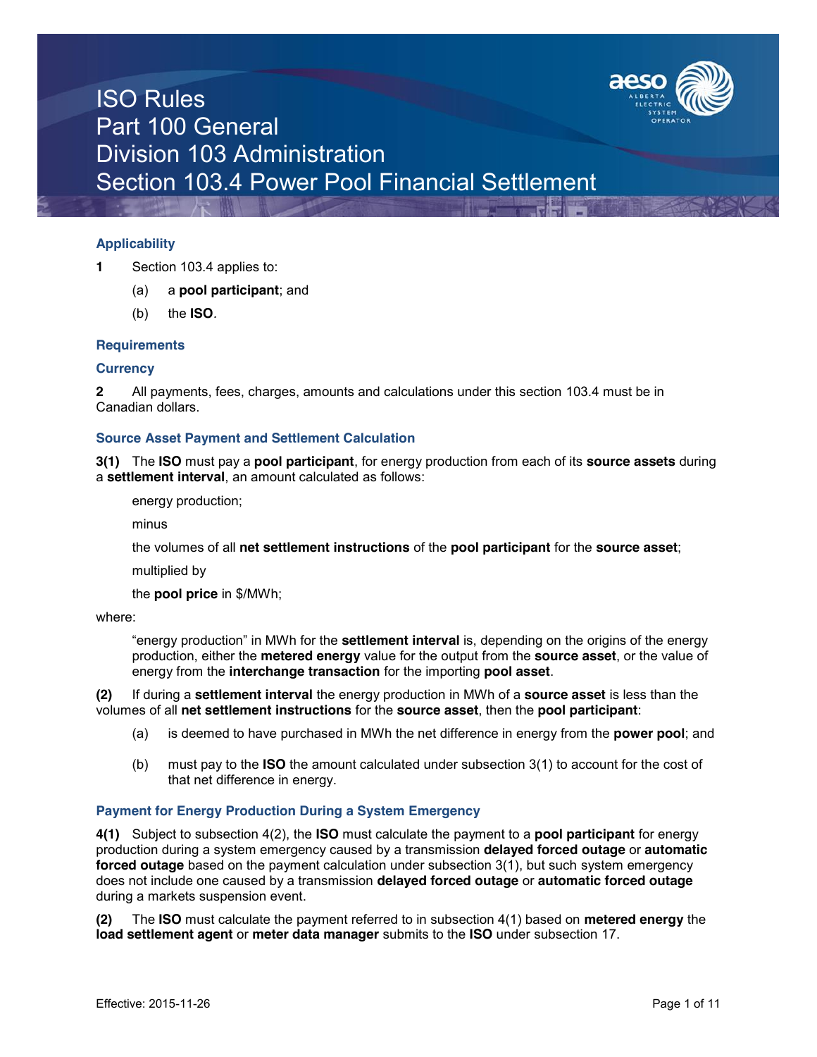# ISO Rules
# Part 100 General
# Division 103 Administration
# Section 103.4 Power Pool Financial Settlement

## Applicability

**1** Section 103.4 applies to:

(a) a **pool participant**; and

(b) the **ISO**.

## Requirements

### Currency

**2** All payments, fees, charges, amounts and calculations under this section 103.4 must be in Canadian dollars.

### Source Asset Payment and Settlement Calculation

**3(1)** The **ISO** must pay a **pool participant**, for energy production from each of its **source assets** during a **settlement interval**, an amount calculated as follows:

energy production;

minus

the volumes of all **net settlement instructions** of the **pool participant** for the **source asset**;

multiplied by

the **pool price** in $/MWh;

where:

"energy production" in MWh for the **settlement interval** is, depending on the origins of the energy production, either the **metered energy** value for the output from the **source asset**, or the value of energy from the **interchange transaction** for the importing **pool asset**.

**(2)** If during a **settlement interval** the energy production in MWh of a **source asset** is less than the volumes of all **net settlement instructions** for the **source asset**, then the **pool participant**:

(a) is deemed to have purchased in MWh the net difference in energy from the **power pool**; and

(b) must pay to the **ISO** the amount calculated under subsection 3(1) to account for the cost of that net difference in energy.

### Payment for Energy Production During a System Emergency

**4(1)** Subject to subsection 4(2), the **ISO** must calculate the payment to a **pool participant** for energy production during a system emergency caused by a transmission **delayed forced outage** or **automatic forced outage** based on the payment calculation under subsection 3(1), but such system emergency does not include one caused by a transmission **delayed forced outage** or **automatic forced outage** during a markets suspension event.

**(2)** The **ISO** must calculate the payment referred to in subsection 4(1) based on **metered energy** the **load settlement agent** or **meter data manager** submits to the **ISO** under subsection 17.

Effective: 2015-11-26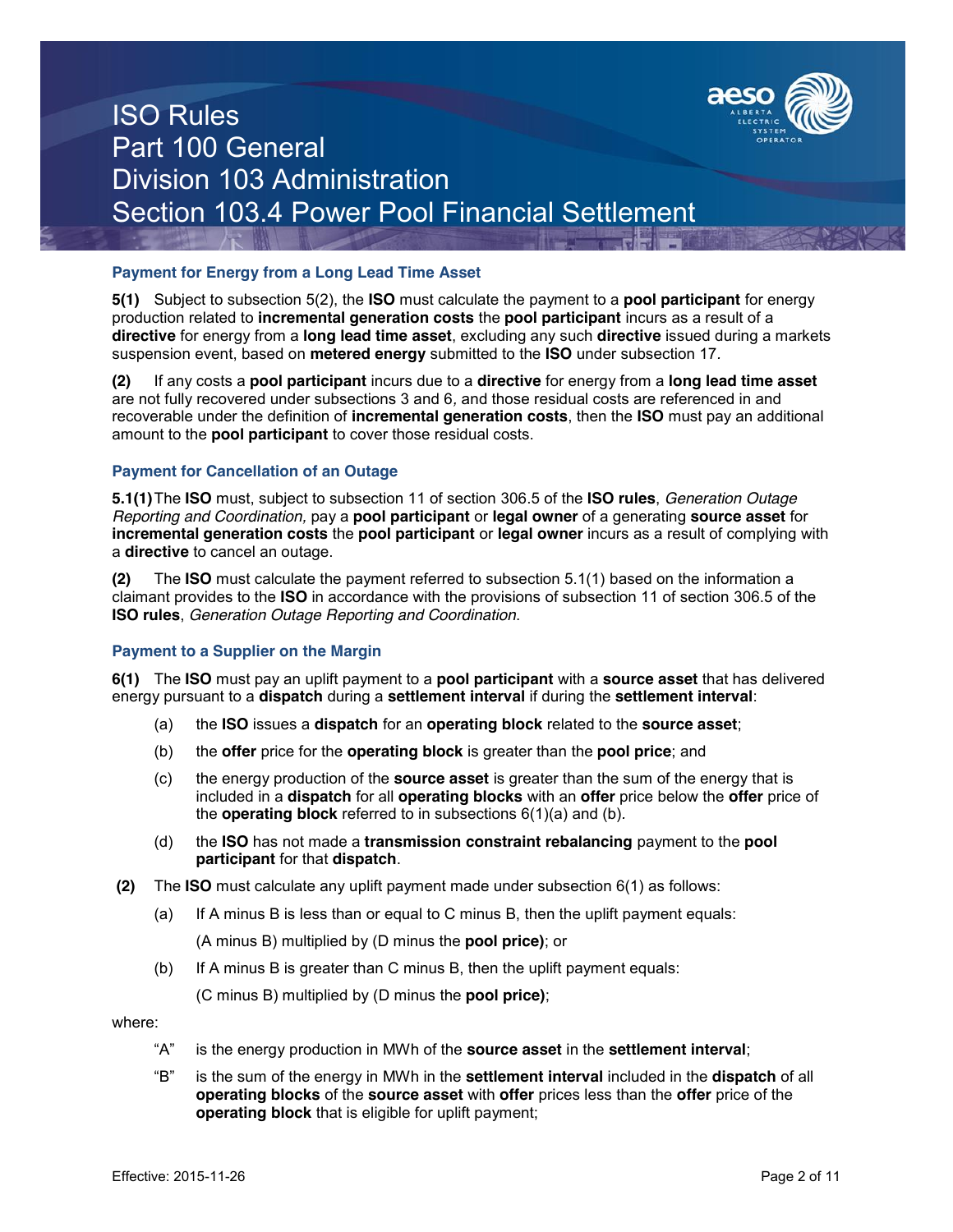### Payment for Energy from a Long Lead Time Asset

**5(1)** Subject to subsection 5(2), the **ISO** must calculate the payment to a **pool participant** for energy production related to **incremental generation costs** the **pool participant** incurs as a result of a **directive** for energy from a **long lead time asset**, excluding any such **directive** issued during a markets suspension event, based on **metered energy** submitted to the **ISO** under subsection 17.

**(2)** If any costs a **pool participant** incurs due to a **directive** for energy from a **long lead time asset** are not fully recovered under subsections 3 and 6, and those residual costs are referenced in and recoverable under the definition of **incremental generation costs**, then the **ISO** must pay an additional amount to the **pool participant** to cover those residual costs.

### Payment for Cancellation of an Outage

**5.1(1)** The **ISO** must, subject to subsection 11 of section 306.5 of the **ISO rules**, *Generation Outage Reporting and Coordination,* pay a **pool participant** or **legal owner** of a generating **source asset** for **incremental generation costs** the **pool participant** or **legal owner** incurs as a result of complying with a **directive** to cancel an outage.

**(2)** The **ISO** must calculate the payment referred to subsection 5.1(1) based on the information a claimant provides to the **ISO** in accordance with the provisions of subsection 11 of section 306.5 of the **ISO rules**, *Generation Outage Reporting and Coordination.*

### Payment to a Supplier on the Margin

**6(1)** The **ISO** must pay an uplift payment to a **pool participant** with a **source asset** that has delivered energy pursuant to a **dispatch** during a **settlement interval** if during the **settlement interval**:

(a) the **ISO** issues a **dispatch** for an **operating block** related to the **source asset**;

(b) the **offer** price for the **operating block** is greater than the **pool price**; and

(c) the energy production of the **source asset** is greater than the sum of the energy that is included in a **dispatch** for all **operating blocks** with an **offer** price below the **offer** price of the **operating block** referred to in subsections 6(1)(a) and (b).

(d) the **ISO** has not made a **transmission constraint rebalancing** payment to the **pool participant** for that **dispatch**.

**(2)** The **ISO** must calculate any uplift payment made under subsection 6(1) as follows:

(a) If A minus B is less than or equal to C minus B, then the uplift payment equals:

(A minus B) multiplied by (D minus the **pool price)**; or

(b) If A minus B is greater than C minus B, then the uplift payment equals:

(C minus B) multiplied by (D minus the **pool price)**;

where:

"A" is the energy production in MWh of the **source asset** in the **settlement interval**;

"B" is the sum of the energy in MWh in the **settlement interval** included in the **dispatch** of all **operating blocks** of the **source asset** with **offer** prices less than the **offer** price of the **operating block** that is eligible for uplift payment;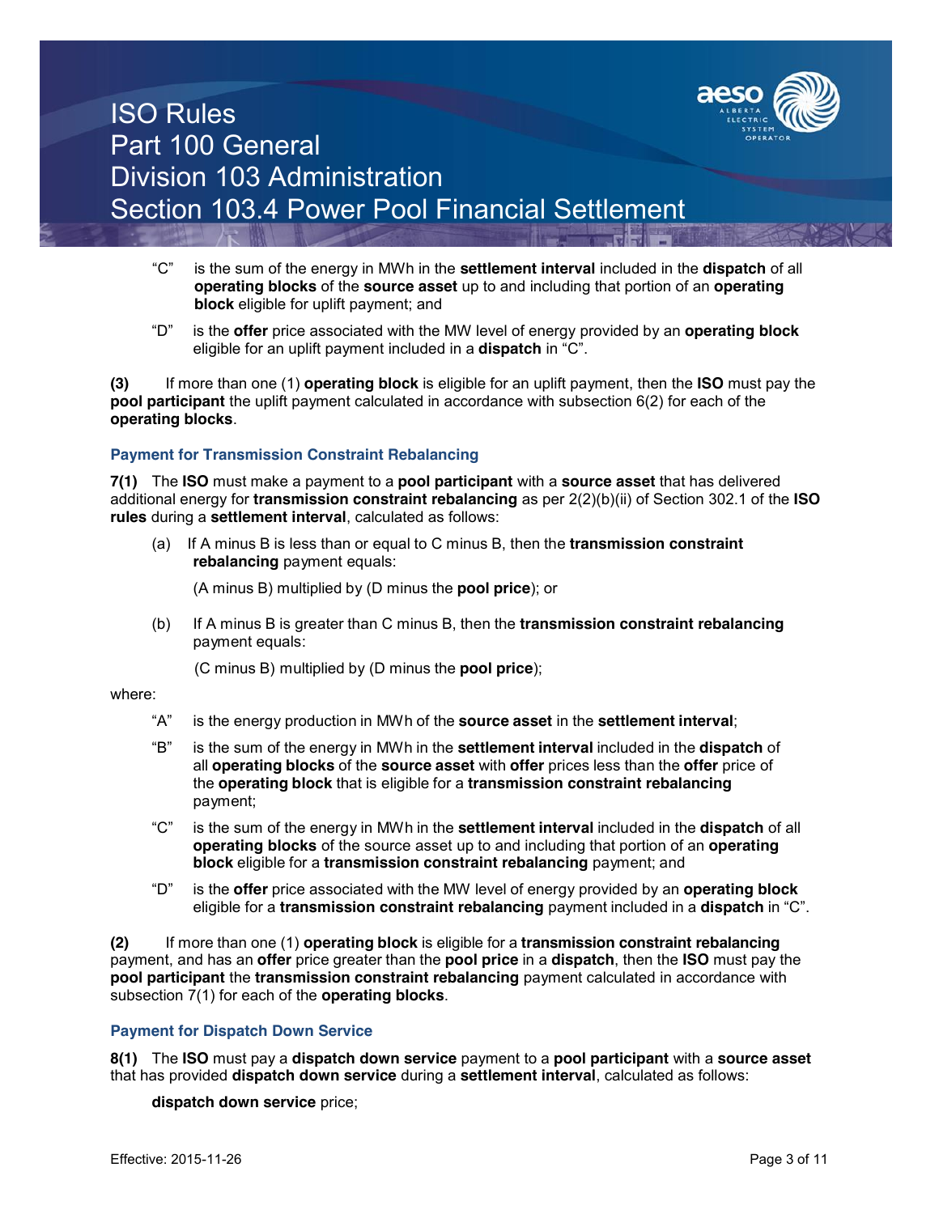"C" is the sum of the energy in MWh in the **settlement interval** included in the **dispatch** of all **operating blocks** of the **source asset** up to and including that portion of an **operating block** eligible for uplift payment; and

"D" is the **offer** price associated with the MW level of energy provided by an **operating block** eligible for an uplift payment included in a **dispatch** in "C".

**(3)** If more than one (1) **operating block** is eligible for an uplift payment, then the **ISO** must pay the **pool participant** the uplift payment calculated in accordance with subsection 6(2) for each of the **operating blocks**.

### Payment for Transmission Constraint Rebalancing

**7(1)** The **ISO** must make a payment to a **pool participant** with a **source asset** that has delivered additional energy for **transmission constraint rebalancing** as per 2(2)(b)(ii) of Section 302.1 of the **ISO rules** during a **settlement interval**, calculated as follows:

(a) If A minus B is less than or equal to C minus B, then the **transmission constraint rebalancing** payment equals:

(A minus B) multiplied by (D minus the **pool price**); or

(b) If A minus B is greater than C minus B, then the **transmission constraint rebalancing** payment equals:

(C minus B) multiplied by (D minus the **pool price**);

where:

"A" is the energy production in MWh of the **source asset** in the **settlement interval**;

"B" is the sum of the energy in MWh in the **settlement interval** included in the **dispatch** of all **operating blocks** of the **source asset** with **offer** prices less than the **offer** price of the **operating block** that is eligible for a **transmission constraint rebalancing** payment;

"C" is the sum of the energy in MWh in the **settlement interval** included in the **dispatch** of all **operating blocks** of the source asset up to and including that portion of an **operating block** eligible for a **transmission constraint rebalancing** payment; and

"D" is the **offer** price associated with the MW level of energy provided by an **operating block** eligible for a **transmission constraint rebalancing** payment included in a **dispatch** in "C".

**(2)** If more than one (1) **operating block** is eligible for a **transmission constraint rebalancing** payment, and has an **offer** price greater than the **pool price** in a **dispatch**, then the **ISO** must pay the **pool participant** the **transmission constraint rebalancing** payment calculated in accordance with subsection 7(1) for each of the **operating blocks**.

### Payment for Dispatch Down Service

**8(1)** The **ISO** must pay a **dispatch down service** payment to a **pool participant** with a **source asset** that has provided **dispatch down service** during a **settlement interval**, calculated as follows:

**dispatch down service** price;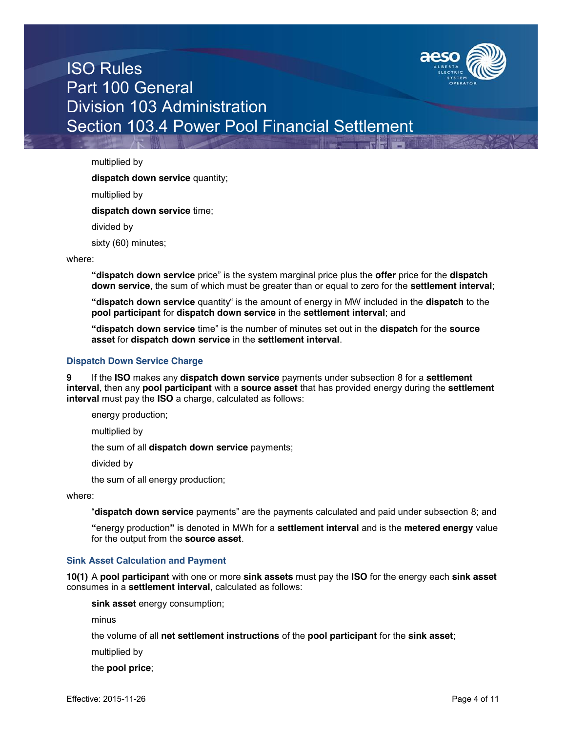multiplied by

**dispatch down service** quantity;

multiplied by

**dispatch down service** time;

divided by

sixty (60) minutes;

where:

**"dispatch down service** price" is the system marginal price plus the **offer** price for the **dispatch down service**, the sum of which must be greater than or equal to zero for the **settlement interval**;

**"dispatch down service** quantity" is the amount of energy in MW included in the **dispatch** to the **pool participant** for **dispatch down service** in the **settlement interval**; and

**"dispatch down service** time" is the number of minutes set out in the **dispatch** for the **source asset** for **dispatch down service** in the **settlement interval**.

### Dispatch Down Service Charge

**9** If the **ISO** makes any **dispatch down service** payments under subsection 8 for a **settlement interval**, then any **pool participant** with a **source asset** that has provided energy during the **settlement interval** must pay the **ISO** a charge, calculated as follows:

energy production;

multiplied by

the sum of all **dispatch down service** payments;

divided by

the sum of all energy production;

where:

"**dispatch down service** payments" are the payments calculated and paid under subsection 8; and

**"**energy production**"** is denoted in MWh for a **settlement interval** and is the **metered energy** value for the output from the **source asset**.

### Sink Asset Calculation and Payment

**10(1)** A **pool participant** with one or more **sink assets** must pay the **ISO** for the energy each **sink asset** consumes in a **settlement interval**, calculated as follows:

**sink asset** energy consumption;

minus

the volume of all **net settlement instructions** of the **pool participant** for the **sink asset**;

multiplied by

the **pool price**;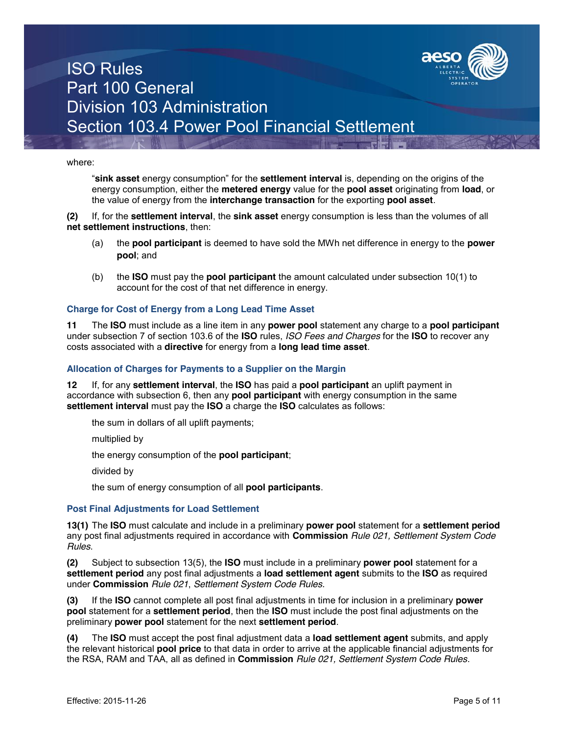where:

> "**sink asset** energy consumption" for the **settlement interval** is, depending on the origins of the energy consumption, either the **metered energy** value for the **pool asset** originating from **load**, or the value of energy from the **interchange transaction** for the exporting **pool asset**.

**(2)** If, for the **settlement interval**, the **sink asset** energy consumption is less than the volumes of all **net settlement instructions**, then:

(a) the **pool participant** is deemed to have sold the MWh net difference in energy to the **power pool**; and

(b) the **ISO** must pay the **pool participant** the amount calculated under subsection 10(1) to account for the cost of that net difference in energy.

### Charge for Cost of Energy from a Long Lead Time Asset

**11** The **ISO** must include as a line item in any **power pool** statement any charge to a **pool participant** under subsection 7 of section 103.6 of the **ISO** rules, *ISO Fees and Charges* for the **ISO** to recover any costs associated with a **directive** for energy from a **long lead time asset**.

### Allocation of Charges for Payments to a Supplier on the Margin

**12** If, for any **settlement interval**, the **ISO** has paid a **pool participant** an uplift payment in accordance with subsection 6, then any **pool participant** with energy consumption in the same **settlement interval** must pay the **ISO** a charge the **ISO** calculates as follows:

> the sum in dollars of all uplift payments;
>
> multiplied by
>
> the energy consumption of the **pool participant**;
>
> divided by
>
> the sum of energy consumption of all **pool participants**.

### Post Final Adjustments for Load Settlement

**13(1)** The **ISO** must calculate and include in a preliminary **power pool** statement for a **settlement period** any post final adjustments required in accordance with **Commission** *Rule 021, Settlement System Code Rules*.

**(2)** Subject to subsection 13(5), the **ISO** must include in a preliminary **power pool** statement for a **settlement period** any post final adjustments a **load settlement agent** submits to the **ISO** as required under **Commission** *Rule 021*, *Settlement System Code Rules.*

**(3)** If the **ISO** cannot complete all post final adjustments in time for inclusion in a preliminary **power pool** statement for a **settlement period**, then the **ISO** must include the post final adjustments on the preliminary **power pool** statement for the next **settlement period**.

**(4)** The **ISO** must accept the post final adjustment data a **load settlement agent** submits, and apply the relevant historical **pool price** to that data in order to arrive at the applicable financial adjustments for the RSA, RAM and TAA, all as defined in **Commission** *Rule 021, Settlement System Code Rules*.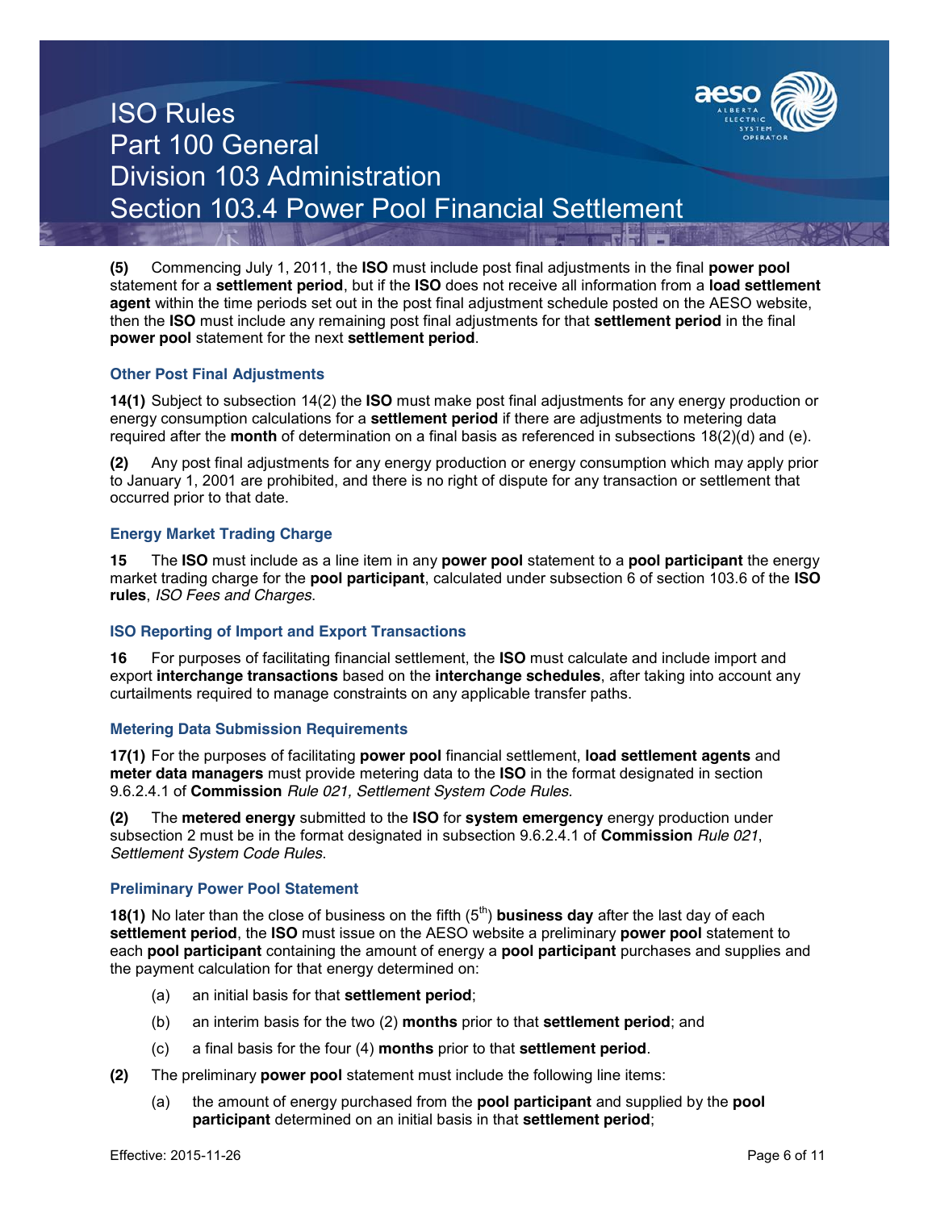**(5)** Commencing July 1, 2011, the **ISO** must include post final adjustments in the final **power pool** statement for a **settlement period**, but if the **ISO** does not receive all information from a **load settlement agent** within the time periods set out in the post final adjustment schedule posted on the AESO website, then the **ISO** must include any remaining post final adjustments for that **settlement period** in the final **power pool** statement for the next **settlement period**.

### Other Post Final Adjustments

**14(1)** Subject to subsection 14(2) the **ISO** must make post final adjustments for any energy production or energy consumption calculations for a **settlement period** if there are adjustments to metering data required after the **month** of determination on a final basis as referenced in subsections 18(2)(d) and (e).

**(2)** Any post final adjustments for any energy production or energy consumption which may apply prior to January 1, 2001 are prohibited, and there is no right of dispute for any transaction or settlement that occurred prior to that date.

### Energy Market Trading Charge

**15** The **ISO** must include as a line item in any **power pool** statement to a **pool participant** the energy market trading charge for the **pool participant**, calculated under subsection 6 of section 103.6 of the **ISO rules**, *ISO Fees and Charges*.

### ISO Reporting of Import and Export Transactions

**16** For purposes of facilitating financial settlement, the **ISO** must calculate and include import and export **interchange transactions** based on the **interchange schedules**, after taking into account any curtailments required to manage constraints on any applicable transfer paths.

### Metering Data Submission Requirements

**17(1)** For the purposes of facilitating **power pool** financial settlement, **load settlement agents** and **meter data managers** must provide metering data to the **ISO** in the format designated in section 9.6.2.4.1 of **Commission** *Rule 021, Settlement System Code Rules*.

**(2)** The **metered energy** submitted to the **ISO** for **system emergency** energy production under subsection 2 must be in the format designated in subsection 9.6.2.4.1 of **Commission** *Rule 021*, *Settlement System Code Rules*.

### Preliminary Power Pool Statement

**18(1)** No later than the close of business on the fifth (5th) **business day** after the last day of each **settlement period**, the **ISO** must issue on the AESO website a preliminary **power pool** statement to each **pool participant** containing the amount of energy a **pool participant** purchases and supplies and the payment calculation for that energy determined on:

(a) an initial basis for that **settlement period**;

(b) an interim basis for the two (2) **months** prior to that **settlement period**; and

(c) a final basis for the four (4) **months** prior to that **settlement period**.

**(2)** The preliminary **power pool** statement must include the following line items:

(a) the amount of energy purchased from the **pool participant** and supplied by the **pool participant** determined on an initial basis in that **settlement period**;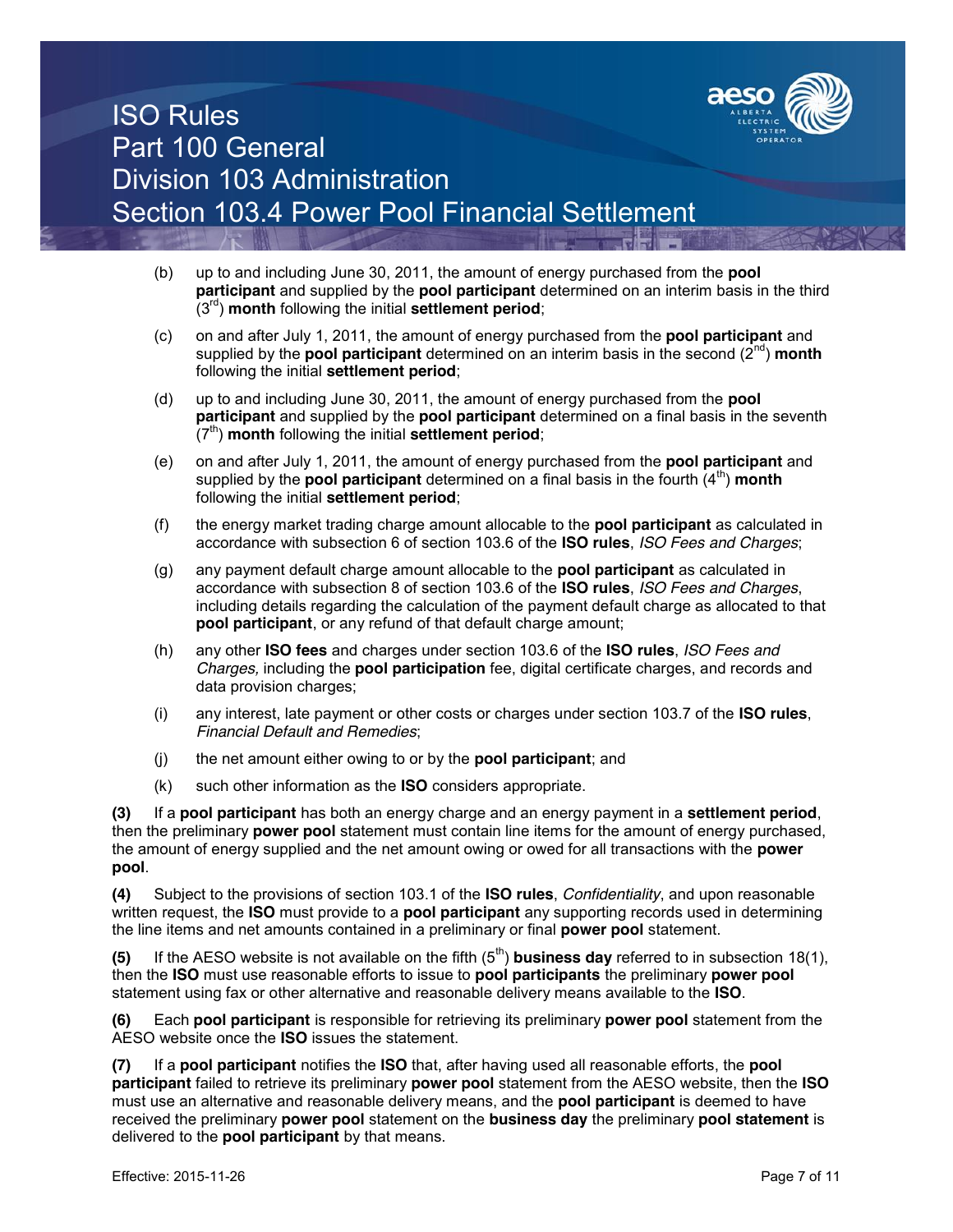(b) up to and including June 30, 2011, the amount of energy purchased from the **pool participant** and supplied by the **pool participant** determined on an interim basis in the third (3rd) **month** following the initial **settlement period**;

(c) on and after July 1, 2011, the amount of energy purchased from the **pool participant** and supplied by the **pool participant** determined on an interim basis in the second (2nd) **month** following the initial **settlement period**;

(d) up to and including June 30, 2011, the amount of energy purchased from the **pool participant** and supplied by the **pool participant** determined on a final basis in the seventh (7th) **month** following the initial **settlement period**;

(e) on and after July 1, 2011, the amount of energy purchased from the **pool participant** and supplied by the **pool participant** determined on a final basis in the fourth (4th) **month** following the initial **settlement period**;

(f) the energy market trading charge amount allocable to the **pool participant** as calculated in accordance with subsection 6 of section 103.6 of the **ISO rules**, *ISO Fees and Charges*;

(g) any payment default charge amount allocable to the **pool participant** as calculated in accordance with subsection 8 of section 103.6 of the **ISO rules**, *ISO Fees and Charges*, including details regarding the calculation of the payment default charge as allocated to that **pool participant**, or any refund of that default charge amount;

(h) any other **ISO fees** and charges under section 103.6 of the **ISO rules**, *ISO Fees and Charges,* including the **pool participation** fee, digital certificate charges, and records and data provision charges;

(i) any interest, late payment or other costs or charges under section 103.7 of the **ISO rules**, *Financial Default and Remedies*;

(j) the net amount either owing to or by the **pool participant**; and

(k) such other information as the **ISO** considers appropriate.

**(3)** If a **pool participant** has both an energy charge and an energy payment in a **settlement period**, then the preliminary **power pool** statement must contain line items for the amount of energy purchased, the amount of energy supplied and the net amount owing or owed for all transactions with the **power pool**.

**(4)** Subject to the provisions of section 103.1 of the **ISO rules**, *Confidentiality*, and upon reasonable written request, the **ISO** must provide to a **pool participant** any supporting records used in determining the line items and net amounts contained in a preliminary or final **power pool** statement.

**(5)** If the AESO website is not available on the fifth (5th) **business day** referred to in subsection 18(1), then the **ISO** must use reasonable efforts to issue to **pool participants** the preliminary **power pool** statement using fax or other alternative and reasonable delivery means available to the **ISO**.

**(6)** Each **pool participant** is responsible for retrieving its preliminary **power pool** statement from the AESO website once the **ISO** issues the statement.

**(7)** If a **pool participant** notifies the **ISO** that, after having used all reasonable efforts, the **pool participant** failed to retrieve its preliminary **power pool** statement from the AESO website, then the **ISO** must use an alternative and reasonable delivery means, and the **pool participant** is deemed to have received the preliminary **power pool** statement on the **business day** the preliminary **pool statement** is delivered to the **pool participant** by that means.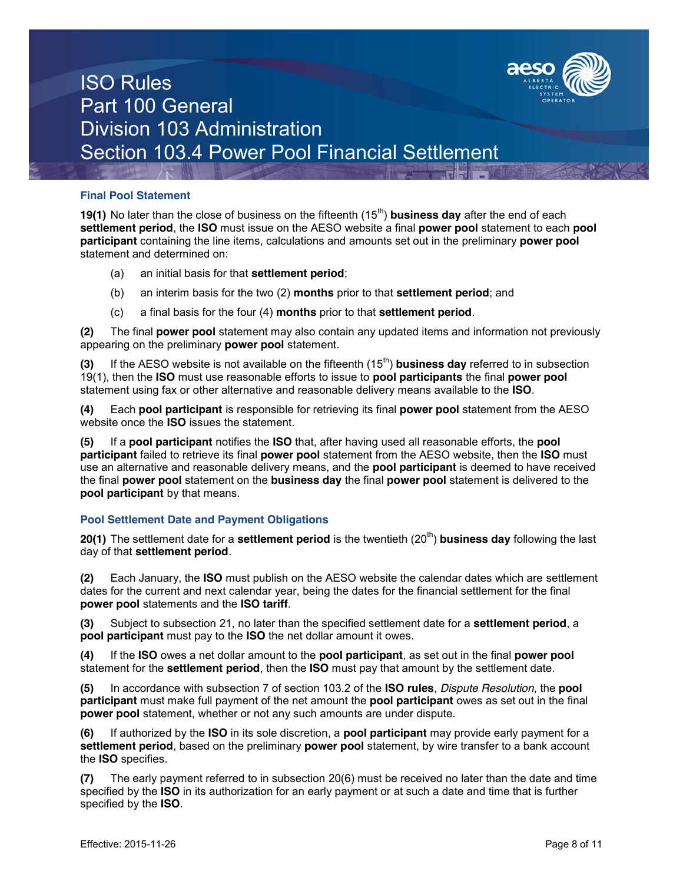### Final Pool Statement

**19(1)** No later than the close of business on the fifteenth (15th) **business day** after the end of each **settlement period**, the **ISO** must issue on the AESO website a final **power pool** statement to each **pool participant** containing the line items, calculations and amounts set out in the preliminary **power pool** statement and determined on:

(a) an initial basis for that **settlement period**;

(b) an interim basis for the two (2) **months** prior to that **settlement period**; and

(c) a final basis for the four (4) **months** prior to that **settlement period**.

**(2)** The final **power pool** statement may also contain any updated items and information not previously appearing on the preliminary **power pool** statement.

**(3)** If the AESO website is not available on the fifteenth (15th) **business day** referred to in subsection 19(1), then the **ISO** must use reasonable efforts to issue to **pool participants** the final **power pool** statement using fax or other alternative and reasonable delivery means available to the **ISO**.

**(4)** Each **pool participant** is responsible for retrieving its final **power pool** statement from the AESO website once the **ISO** issues the statement.

**(5)** If a **pool participant** notifies the **ISO** that, after having used all reasonable efforts, the **pool participant** failed to retrieve its final **power pool** statement from the AESO website, then the **ISO** must use an alternative and reasonable delivery means, and the **pool participant** is deemed to have received the final **power pool** statement on the **business day** the final **power pool** statement is delivered to the **pool participant** by that means.

### Pool Settlement Date and Payment Obligations

**20(1)** The settlement date for a **settlement period** is the twentieth (20th) **business day** following the last day of that **settlement period**.

**(2)** Each January, the **ISO** must publish on the AESO website the calendar dates which are settlement dates for the current and next calendar year, being the dates for the financial settlement for the final **power pool** statements and the **ISO tariff**.

**(3)** Subject to subsection 21, no later than the specified settlement date for a **settlement period**, a **pool participant** must pay to the **ISO** the net dollar amount it owes.

**(4)** If the **ISO** owes a net dollar amount to the **pool participant**, as set out in the final **power pool** statement for the **settlement period**, then the **ISO** must pay that amount by the settlement date.

**(5)** In accordance with subsection 7 of section 103.2 of the **ISO rules**, *Dispute Resolution*, the **pool participant** must make full payment of the net amount the **pool participant** owes as set out in the final **power pool** statement, whether or not any such amounts are under dispute.

**(6)** If authorized by the **ISO** in its sole discretion, a **pool participant** may provide early payment for a **settlement period**, based on the preliminary **power pool** statement, by wire transfer to a bank account the **ISO** specifies.

**(7)** The early payment referred to in subsection 20(6) must be received no later than the date and time specified by the **ISO** in its authorization for an early payment or at such a date and time that is further specified by the **ISO**.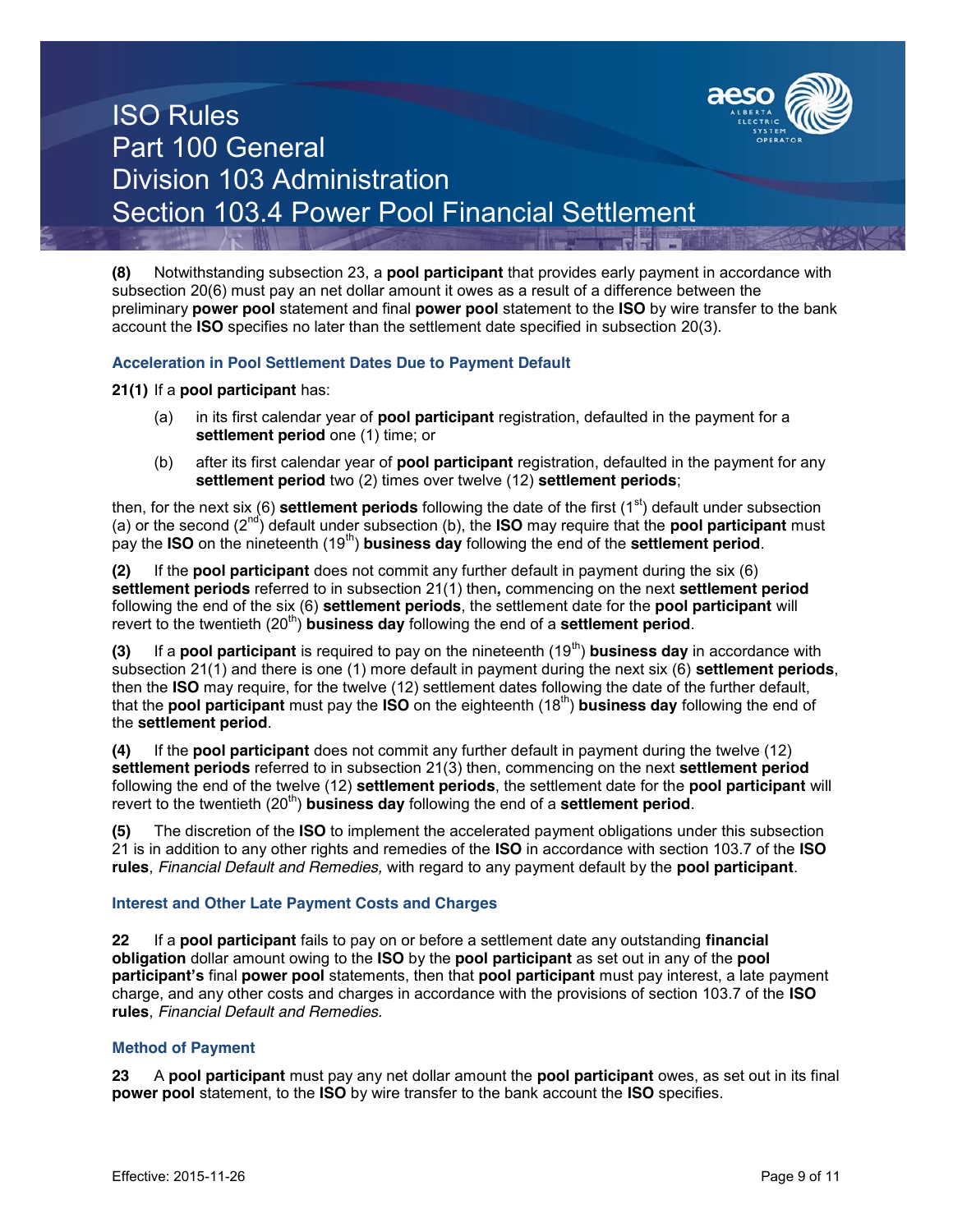**(8)** Notwithstanding subsection 23, a **pool participant** that provides early payment in accordance with subsection 20(6) must pay an net dollar amount it owes as a result of a difference between the preliminary **power pool** statement and final **power pool** statement to the **ISO** by wire transfer to the bank account the **ISO** specifies no later than the settlement date specified in subsection 20(3).

### Acceleration in Pool Settlement Dates Due to Payment Default

**21(1)** If a **pool participant** has:

- (a) in its first calendar year of **pool participant** registration, defaulted in the payment for a **settlement period** one (1) time; or
- (b) after its first calendar year of **pool participant** registration, defaulted in the payment for any **settlement period** two (2) times over twelve (12) **settlement periods**;

then, for the next six (6) **settlement periods** following the date of the first (1st) default under subsection (a) or the second (2nd) default under subsection (b), the **ISO** may require that the **pool participant** must pay the **ISO** on the nineteenth (19th) **business day** following the end of the **settlement period**.

**(2)** If the **pool participant** does not commit any further default in payment during the six (6) **settlement periods** referred to in subsection 21(1) then**,** commencing on the next **settlement period** following the end of the six (6) **settlement periods**, the settlement date for the **pool participant** will revert to the twentieth (20th) **business day** following the end of a **settlement period**.

**(3)** If a **pool participant** is required to pay on the nineteenth (19th) **business day** in accordance with subsection 21(1) and there is one (1) more default in payment during the next six (6) **settlement periods**, then the **ISO** may require, for the twelve (12) settlement dates following the date of the further default, that the **pool participant** must pay the **ISO** on the eighteenth (18th) **business day** following the end of the **settlement period**.

**(4)** If the **pool participant** does not commit any further default in payment during the twelve (12) **settlement periods** referred to in subsection 21(3) then, commencing on the next **settlement period** following the end of the twelve (12) **settlement periods**, the settlement date for the **pool participant** will revert to the twentieth (20th) **business day** following the end of a **settlement period**.

**(5)** The discretion of the **ISO** to implement the accelerated payment obligations under this subsection 21 is in addition to any other rights and remedies of the **ISO** in accordance with section 103.7 of the **ISO rules**, *Financial Default and Remedies,* with regard to any payment default by the **pool participant**.

### Interest and Other Late Payment Costs and Charges

**22** If a **pool participant** fails to pay on or before a settlement date any outstanding **financial obligation** dollar amount owing to the **ISO** by the **pool participant** as set out in any of the **pool participant's** final **power pool** statements, then that **pool participant** must pay interest, a late payment charge, and any other costs and charges in accordance with the provisions of section 103.7 of the **ISO rules**, *Financial Default and Remedies.*

### Method of Payment

**23** A **pool participant** must pay any net dollar amount the **pool participant** owes, as set out in its final **power pool** statement, to the **ISO** by wire transfer to the bank account the **ISO** specifies.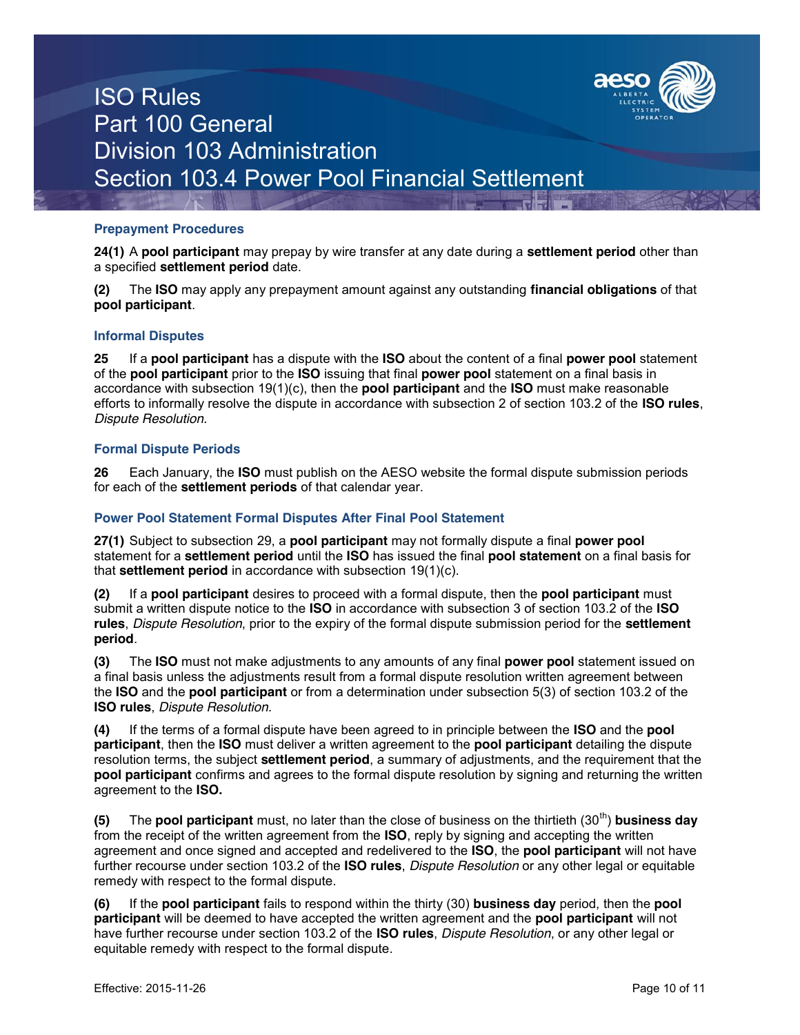### Prepayment Procedures

**24(1)** A **pool participant** may prepay by wire transfer at any date during a **settlement period** other than a specified **settlement period** date.

**(2)** The **ISO** may apply any prepayment amount against any outstanding **financial obligations** of that **pool participant**.

### Informal Disputes

**25** If a **pool participant** has a dispute with the **ISO** about the content of a final **power pool** statement of the **pool participant** prior to the **ISO** issuing that final **power pool** statement on a final basis in accordance with subsection 19(1)(c), then the **pool participant** and the **ISO** must make reasonable efforts to informally resolve the dispute in accordance with subsection 2 of section 103.2 of the **ISO rules**, *Dispute Resolution.*

### Formal Dispute Periods

**26** Each January, the **ISO** must publish on the AESO website the formal dispute submission periods for each of the **settlement periods** of that calendar year.

### Power Pool Statement Formal Disputes After Final Pool Statement

**27(1)** Subject to subsection 29, a **pool participant** may not formally dispute a final **power pool** statement for a **settlement period** until the **ISO** has issued the final **pool statement** on a final basis for that **settlement period** in accordance with subsection 19(1)(c).

**(2)** If a **pool participant** desires to proceed with a formal dispute, then the **pool participant** must submit a written dispute notice to the **ISO** in accordance with subsection 3 of section 103.2 of the **ISO rules**, *Dispute Resolution*, prior to the expiry of the formal dispute submission period for the **settlement period**.

**(3)** The **ISO** must not make adjustments to any amounts of any final **power pool** statement issued on a final basis unless the adjustments result from a formal dispute resolution written agreement between the **ISO** and the **pool participant** or from a determination under subsection 5(3) of section 103.2 of the **ISO rules**, *Dispute Resolution.*

**(4)** If the terms of a formal dispute have been agreed to in principle between the **ISO** and the **pool participant**, then the **ISO** must deliver a written agreement to the **pool participant** detailing the dispute resolution terms, the subject **settlement period**, a summary of adjustments, and the requirement that the **pool participant** confirms and agrees to the formal dispute resolution by signing and returning the written agreement to the **ISO.**

**(5)** The **pool participant** must, no later than the close of business on the thirtieth (30th) **business day** from the receipt of the written agreement from the **ISO**, reply by signing and accepting the written agreement and once signed and accepted and redelivered to the **ISO**, the **pool participant** will not have further recourse under section 103.2 of the **ISO rules**, *Dispute Resolution* or any other legal or equitable remedy with respect to the formal dispute.

**(6)** If the **pool participant** fails to respond within the thirty (30) **business day** period, then the **pool participant** will be deemed to have accepted the written agreement and the **pool participant** will not have further recourse under section 103.2 of the **ISO rules**, *Dispute Resolution*, or any other legal or equitable remedy with respect to the formal dispute.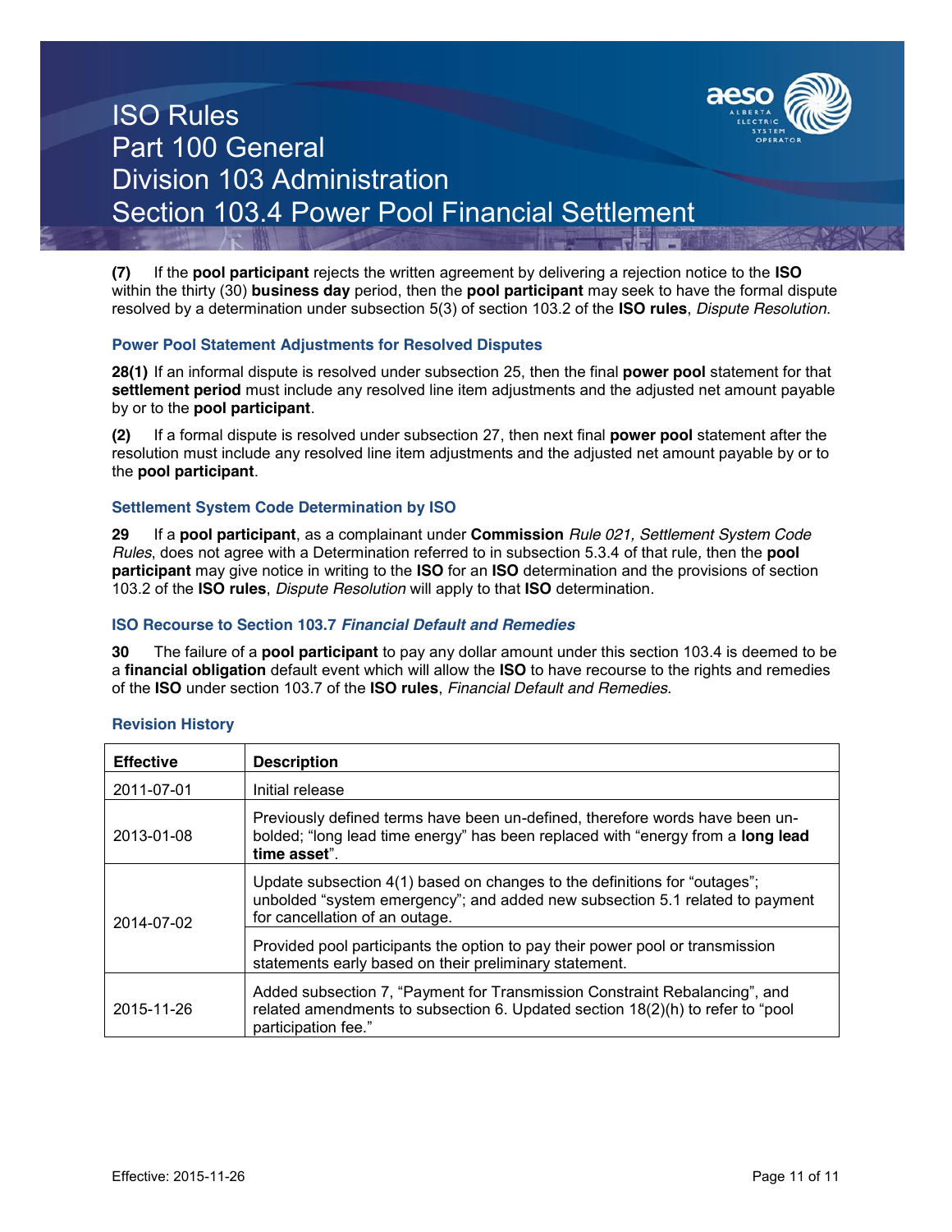**(7)** If the **pool participant** rejects the written agreement by delivering a rejection notice to the **ISO** within the thirty (30) **business day** period, then the **pool participant** may seek to have the formal dispute resolved by a determination under subsection 5(3) of section 103.2 of the **ISO rules**, *Dispute Resolution*.

### Power Pool Statement Adjustments for Resolved Disputes

**28(1)** If an informal dispute is resolved under subsection 25, then the final **power pool** statement for that **settlement period** must include any resolved line item adjustments and the adjusted net amount payable by or to the **pool participant**.

**(2)** If a formal dispute is resolved under subsection 27, then next final **power pool** statement after the resolution must include any resolved line item adjustments and the adjusted net amount payable by or to the **pool participant**.

### Settlement System Code Determination by ISO

**29** If a **pool participant**, as a complainant under **Commission** *Rule 021, Settlement System Code Rules*, does not agree with a Determination referred to in subsection 5.3.4 of that rule, then the **pool participant** may give notice in writing to the **ISO** for an **ISO** determination and the provisions of section 103.2 of the **ISO rules**, *Dispute Resolution* will apply to that **ISO** determination.

### ISO Recourse to Section 103.7 *Financial Default and Remedies*

**30** The failure of a **pool participant** to pay any dollar amount under this section 103.4 is deemed to be a **financial obligation** default event which will allow the **ISO** to have recourse to the rights and remedies of the **ISO** under section 103.7 of the **ISO rules**, *Financial Default and Remedies.*

### Revision History

| Effective | Description |
|---|---|
| 2011-07-01 | Initial release |
| 2013-01-08 | Previously defined terms have been un-defined, therefore words have been un-bolded; "long lead time energy" has been replaced with "energy from a **long lead time asset**". |
| 2014-07-02 | Update subsection 4(1) based on changes to the definitions for "outages"; unbolded "system emergency"; and added new subsection 5.1 related to payment for cancellation of an outage. |
| | Provided pool participants the option to pay their power pool or transmission statements early based on their preliminary statement. |
| 2015-11-26 | Added subsection 7, "Payment for Transmission Constraint Rebalancing", and related amendments to subsection 6. Updated section 18(2)(h) to refer to "pool participation fee." |